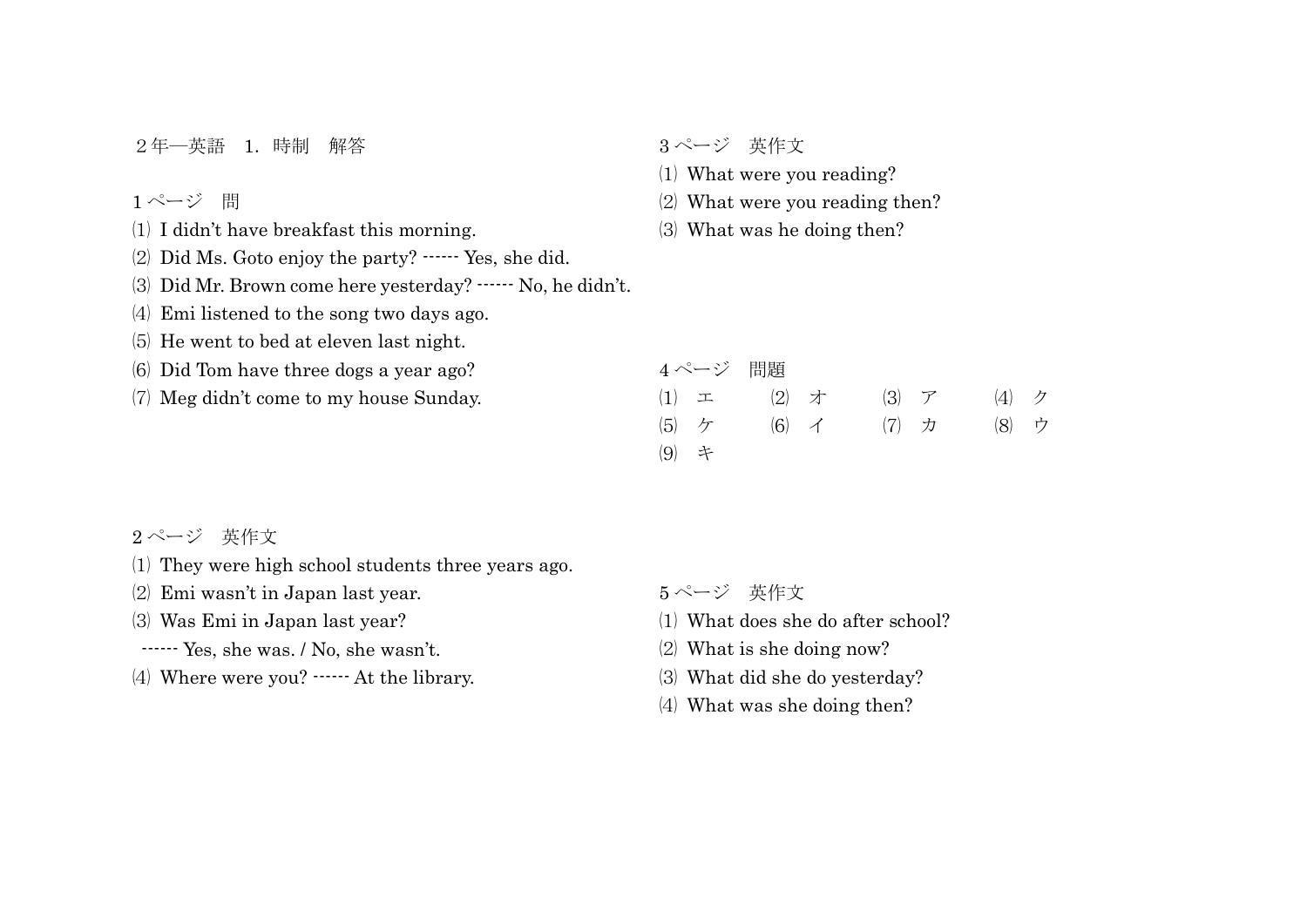# ２年―英語　1. 時制　解答

## 1ページ　問

⑴ I didn't have breakfast this morning.
⑵ Did Ms. Goto enjoy the party? ------ Yes, she did.
⑶ Did Mr. Brown come here yesterday? ------ No, he didn't.
⑷ Emi listened to the song two days ago.
⑸ He went to bed at eleven last night.
⑹ Did Tom have three dogs a year ago?
⑺ Meg didn't come to my house Sunday.

## 2ページ　英作文

⑴ They were high school students three years ago.
⑵ Emi wasn't in Japan last year.
⑶ Was Emi in Japan last year?
 ------ Yes, she was. / No, she wasn't.
⑷ Where were you? ------ At the library.

## 3ページ　英作文

⑴ What were you reading?
⑵ What were you reading then?
⑶ What was he doing then?

## 4ページ　問題

| | | | |
|---|---|---|---|
| ⑴　エ | ⑵　オ | ⑶　ア | ⑷　ク |
| ⑸　ケ | ⑹　イ | ⑺　カ | ⑻　ウ |
| ⑼　キ | | | |

## 5ページ　英作文

⑴ What does she do after school?
⑵ What is she doing now?
⑶ What did she do yesterday?
⑷ What was she doing then?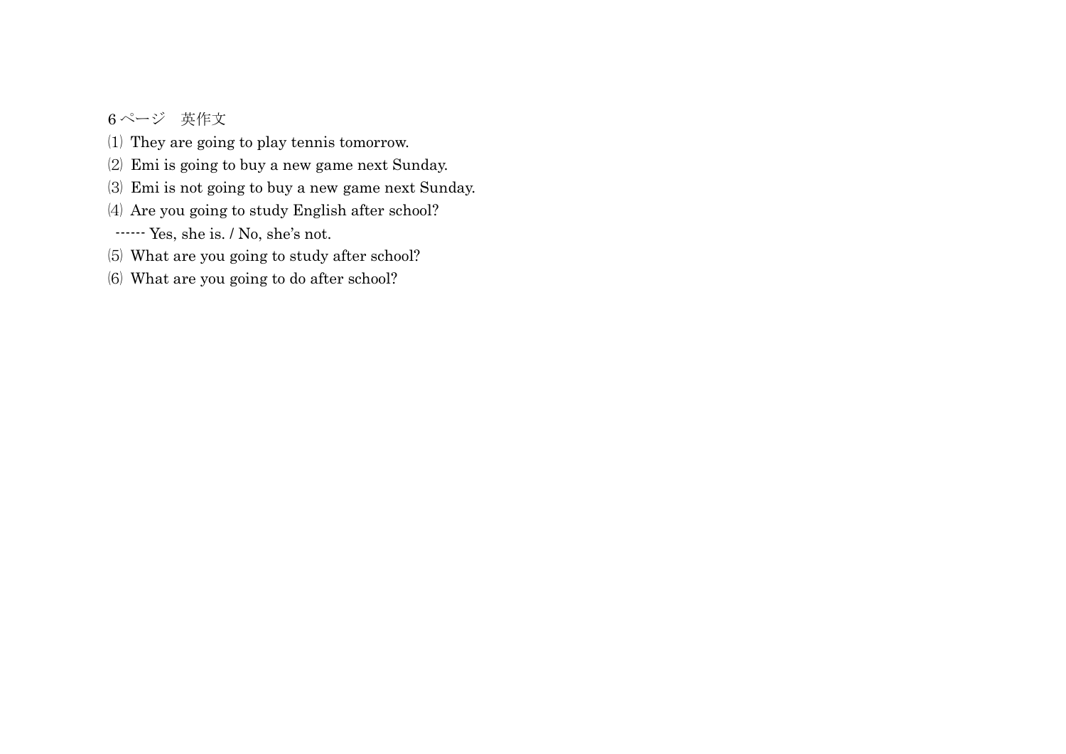6 ページ　英作文

⑴ They are going to play tennis tomorrow.

⑵ Emi is going to buy a new game next Sunday.

⑶ Emi is not going to buy a new game next Sunday.

⑷ Are you going to study English after school?

------ Yes, she is. / No, she's not.

⑸ What are you going to study after school?

⑹ What are you going to do after school?